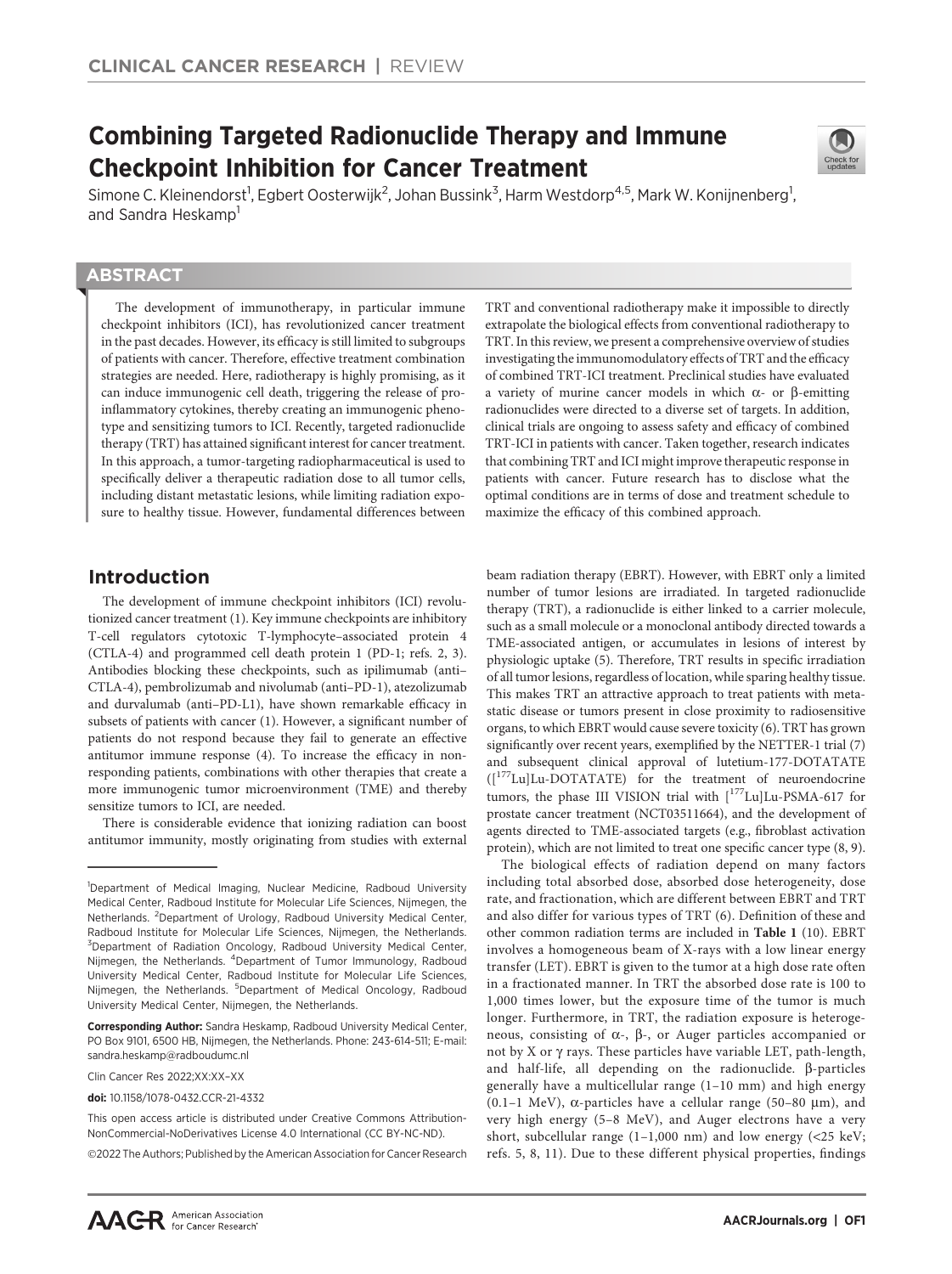CLINICAL CANCER RESEARCH | REVIEW

# Combining Targeted Radionuclide Therapy and Immune Checkpoint Inhibition for Cancer Treatment

Simone C. Kleinendorst[1], Egbert Oosterwijk[2], Johan Bussink[3], Harm Westdorp[4,5], Mark W. Konijnenberg[1], and Sandra Heskamp[1]

## ABSTRACT

The development of immunotherapy, in particular immune checkpoint inhibitors (ICI), has revolutionized cancer treatment in the past decades. However, its efficacy is still limited to subgroups of patients with cancer. Therefore, effective treatment combination strategies are needed. Here, radiotherapy is highly promising, as it can induce immunogenic cell death, triggering the release of proinflammatory cytokines, thereby creating an immunogenic phenotype and sensitizing tumors to ICI. Recently, targeted radionuclide therapy (TRT) has attained significant interest for cancer treatment. In this approach, a tumor-targeting radiopharmaceutical is used to specifically deliver a therapeutic radiation dose to all tumor cells, including distant metastatic lesions, while limiting radiation exposure to healthy tissue. However, fundamental differences between TRT and conventional radiotherapy make it impossible to directly extrapolate the biological effects from conventional radiotherapy to TRT. In this review, we present a comprehensive overview of studies investigating the immunomodulatory effects of TRT and the efficacy of combined TRT-ICI treatment. Preclinical studies have evaluated a variety of murine cancer models in which α- or β-emitting radionuclides were directed to a diverse set of targets. In addition, clinical trials are ongoing to assess safety and efficacy of combined TRT-ICI in patients with cancer. Taken together, research indicates that combining TRT and ICI might improve therapeutic response in patients with cancer. Future research has to disclose what the optimal conditions are in terms of dose and treatment schedule to maximize the efficacy of this combined approach.

## Introduction

The development of immune checkpoint inhibitors (ICI) revolutionized cancer treatment (1). Key immune checkpoints are inhibitory T-cell regulators cytotoxic T-lymphocyte–associated protein 4 (CTLA-4) and programmed cell death protein 1 (PD-1; refs. 2, 3). Antibodies blocking these checkpoints, such as ipilimumab (anti–CTLA-4), pembrolizumab and nivolumab (anti–PD-1), atezolizumab and durvalumab (anti–PD-L1), have shown remarkable efficacy in subsets of patients with cancer (1). However, a significant number of patients do not respond because they fail to generate an effective antitumor immune response (4). To increase the efficacy in nonresponding patients, combinations with other therapies that create a more immunogenic tumor microenvironment (TME) and thereby sensitize tumors to ICI, are needed.

There is considerable evidence that ionizing radiation can boost antitumor immunity, mostly originating from studies with external beam radiation therapy (EBRT). However, with EBRT only a limited number of tumor lesions are irradiated. In targeted radionuclide therapy (TRT), a radionuclide is either linked to a carrier molecule, such as a small molecule or a monoclonal antibody directed towards a TME-associated antigen, or accumulates in lesions of interest by physiologic uptake (5). Therefore, TRT results in specific irradiation of all tumor lesions, regardless of location, while sparing healthy tissue. This makes TRT an attractive approach to treat patients with metastatic disease or tumors present in close proximity to radiosensitive organs, to which EBRT would cause severe toxicity (6). TRT has grown significantly over recent years, exemplified by the NETTER-1 trial (7) and subsequent clinical approval of lutetium-177-DOTATATE ([$^{177}$Lu]Lu-DOTATATE) for the treatment of neuroendocrine tumors, the phase III VISION trial with [$^{177}$Lu]Lu-PSMA-617 for prostate cancer treatment (NCT03511664), and the development of agents directed to TME-associated targets (e.g., fibroblast activation protein), which are not limited to treat one specific cancer type (8, 9).

The biological effects of radiation depend on many factors including total absorbed dose, absorbed dose heterogeneity, dose rate, and fractionation, which are different between EBRT and TRT and also differ for various types of TRT (6). Definition of these and other common radiation terms are included in **Table 1** (10). EBRT involves a homogeneous beam of X-rays with a low linear energy transfer (LET). EBRT is given to the tumor at a high dose rate often in a fractionated manner. In TRT the absorbed dose rate is 100 to 1,000 times lower, but the exposure time of the tumor is much longer. Furthermore, in TRT, the radiation exposure is heterogeneous, consisting of α-, β-, or Auger particles accompanied or not by X or γ rays. These particles have variable LET, path-length, and half-life, all depending on the radionuclide. β-particles generally have a multicellular range (1–10 mm) and high energy (0.1–1 MeV), α-particles have a cellular range (50–80 μm), and very high energy (5–8 MeV), and Auger electrons have a very short, subcellular range (1–1,000 nm) and low energy (<25 keV; refs. 5, 8, 11). Due to these different physical properties, findings

---

[1]Department of Medical Imaging, Nuclear Medicine, Radboud University Medical Center, Radboud Institute for Molecular Life Sciences, Nijmegen, the Netherlands. [2]Department of Urology, Radboud University Medical Center, Radboud Institute for Molecular Life Sciences, Nijmegen, the Netherlands. [3]Department of Radiation Oncology, Radboud University Medical Center, Nijmegen, the Netherlands. [4]Department of Tumor Immunology, Radboud University Medical Center, Radboud Institute for Molecular Life Sciences, Nijmegen, the Netherlands. [5]Department of Medical Oncology, Radboud University Medical Center, Nijmegen, the Netherlands.

**Corresponding Author:** Sandra Heskamp, Radboud University Medical Center, PO Box 9101, 6500 HB, Nijmegen, the Netherlands. Phone: 243-614-511; E-mail: sandra.heskamp@radboudumc.nl

Clin Cancer Res 2022;XX:XX–XX

**doi:** 10.1158/1078-0432.CCR-21-4332

This open access article is distributed under Creative Commons Attribution-NonCommercial-NoDerivatives License 4.0 International (CC BY-NC-ND).

©2022 The Authors; Published by the American Association for Cancer Research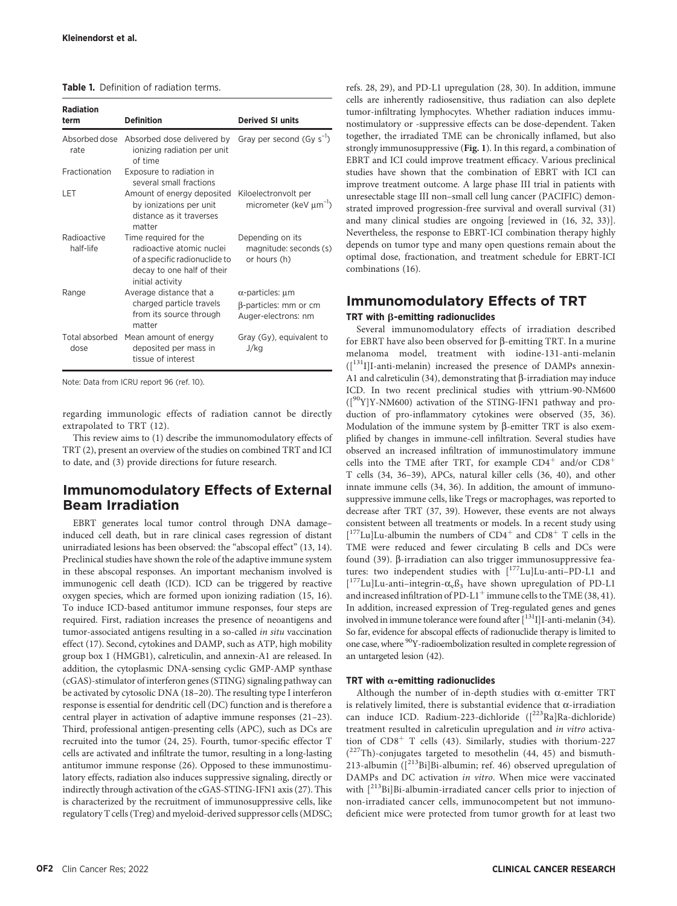**Table 1.** Definition of radiation terms.

| Radiation term | Definition | Derived SI units |
| --- | --- | --- |
| Absorbed dose rate | Absorbed dose delivered by ionizing radiation per unit of time | Gray per second (Gy $s^{-1}$) |
| Fractionation | Exposure to radiation in several small fractions | |
| LET | Amount of energy deposited by ionizations per unit distance as it traverses matter | Kiloelectronvolt per micrometer (keV $\mu m^{-1}$) |
| Radioactive half-life | Time required for the radioactive atomic nuclei of a specific radionuclide to decay to one half of their initial activity | Depending on its magnitude: seconds (s) or hours (h) |
| Range | Average distance that a charged particle travels from its source through matter | α-particles: μm<br>β-particles: mm or cm<br>Auger-electrons: nm |
| Total absorbed dose | Mean amount of energy deposited per mass in tissue of interest | Gray (Gy), equivalent to J/kg |

Note: Data from ICRU report 96 (ref. 10).

regarding immunologic effects of radiation cannot be directly extrapolated to TRT (12).

This review aims to (1) describe the immunomodulatory effects of TRT (2), present an overview of the studies on combined TRT and ICI to date, and (3) provide directions for future research.

## Immunomodulatory Effects of External Beam Irradiation

EBRT generates local tumor control through DNA damage–induced cell death, but in rare clinical cases regression of distant unirradiated lesions has been observed: the "abscopal effect" (13, 14). Preclinical studies have shown the role of the adaptive immune system in these abscopal responses. An important mechanism involved is immunogenic cell death (ICD). ICD can be triggered by reactive oxygen species, which are formed upon ionizing radiation (15, 16). To induce ICD-based antitumor immune responses, four steps are required. First, radiation increases the presence of neoantigens and tumor-associated antigens resulting in a so-called *in situ* vaccination effect (17). Second, cytokines and DAMP, such as ATP, high mobility group box 1 (HMGB1), calreticulin, and annexin-A1 are released. In addition, the cytoplasmic DNA-sensing cyclic GMP-AMP synthase (cGAS)-stimulator of interferon genes (STING) signaling pathway can be activated by cytosolic DNA (18–20). The resulting type I interferon response is essential for dendritic cell (DC) function and is therefore a central player in activation of adaptive immune responses (21–23). Third, professional antigen-presenting cells (APC), such as DCs are recruited into the tumor (24, 25). Fourth, tumor-specific effector T cells are activated and infiltrate the tumor, resulting in a long-lasting antitumor immune response (26). Opposed to these immunostimulatory effects, radiation also induces suppressive signaling, directly or indirectly through activation of the cGAS-STING-IFN1 axis (27). This is characterized by the recruitment of immunosuppressive cells, like regulatory T cells (Treg) and myeloid-derived suppressor cells (MDSC; refs. 28, 29), and PD-L1 upregulation (28, 30). In addition, immune cells are inherently radiosensitive, thus radiation can also deplete tumor-infiltrating lymphocytes. Whether radiation induces immunostimulatory or -suppressive effects can be dose-dependent. Taken together, the irradiated TME can be chronically inflamed, but also strongly immunosuppressive (**Fig. 1**). In this regard, a combination of EBRT and ICI could improve treatment efficacy. Various preclinical studies have shown that the combination of EBRT with ICI can improve treatment outcome. A large phase III trial in patients with unresectable stage III non–small cell lung cancer (PACIFIC) demonstrated improved progression-free survival and overall survival (31) and many clinical studies are ongoing [reviewed in (16, 32, 33)]. Nevertheless, the response to EBRT-ICI combination therapy highly depends on tumor type and many open questions remain about the optimal dose, fractionation, and treatment schedule for EBRT-ICI combinations (16).

## Immunomodulatory Effects of TRT

### TRT with β-emitting radionuclides

Several immunomodulatory effects of irradiation described for EBRT have also been observed for β-emitting TRT. In a murine melanoma model, treatment with iodine-131-anti-melanin ([$^{131}$I]I-anti-melanin) increased the presence of DAMPs annexin-A1 and calreticulin (34), demonstrating that β-irradiation may induce ICD. In two recent preclinical studies with yttrium-90-NM600 ([$^{90}$Y]Y-NM600) activation of the STING-IFN1 pathway and production of pro-inflammatory cytokines were observed (35, 36). Modulation of the immune system by β-emitter TRT is also exemplified by changes in immune-cell infiltration. Several studies have observed an increased infiltration of immunostimulatory immune cells into the TME after TRT, for example $CD4^+$ and/or $CD8^+$ T cells (34, 36–39), APCs, natural killer cells (36, 40), and other innate immune cells (34, 36). In addition, the amount of immunosuppressive immune cells, like Tregs or macrophages, was reported to decrease after TRT (37, 39). However, these events are not always consistent between all treatments or models. In a recent study using [$^{177}$Lu]Lu-albumin the numbers of $CD4^+$ and $CD8^+$ T cells in the TME were reduced and fewer circulating B cells and DCs were found (39). β-irradiation can also trigger immunosuppressive features: two independent studies with [$^{177}$Lu]Lu-anti–PD-L1 and [$^{177}$Lu]Lu-anti–integrin-$\alpha_v\beta_3$ have shown upregulation of PD-L1 and increased infiltration of PD-$L1^+$ immune cells to the TME (38, 41). In addition, increased expression of Treg-regulated genes and genes involved in immune tolerance were found after [$^{131}$I]I-anti-melanin (34). So far, evidence for abscopal effects of radionuclide therapy is limited to one case, where $^{90}$Y-radioembolization resulted in complete regression of an untargeted lesion (42).

### TRT with α-emitting radionuclides

Although the number of in-depth studies with α-emitter TRT is relatively limited, there is substantial evidence that α-irradiation can induce ICD. Radium-223-dichloride ([$^{223}$Ra]Ra-dichloride) treatment resulted in calreticulin upregulation and *in vitro* activation of $CD8^+$ T cells (43). Similarly, studies with thorium-227 ($^{227}$Th)-conjugates targeted to mesothelin (44, 45) and bismuth-213-albumin ([$^{213}$Bi]Bi-albumin; ref. 46) observed upregulation of DAMPs and DC activation *in vitro*. When mice were vaccinated with [$^{213}$Bi]Bi-albumin-irradiated cancer cells prior to injection of non-irradiated cancer cells, immunocompetent but not immunodeficient mice were protected from tumor growth for at least two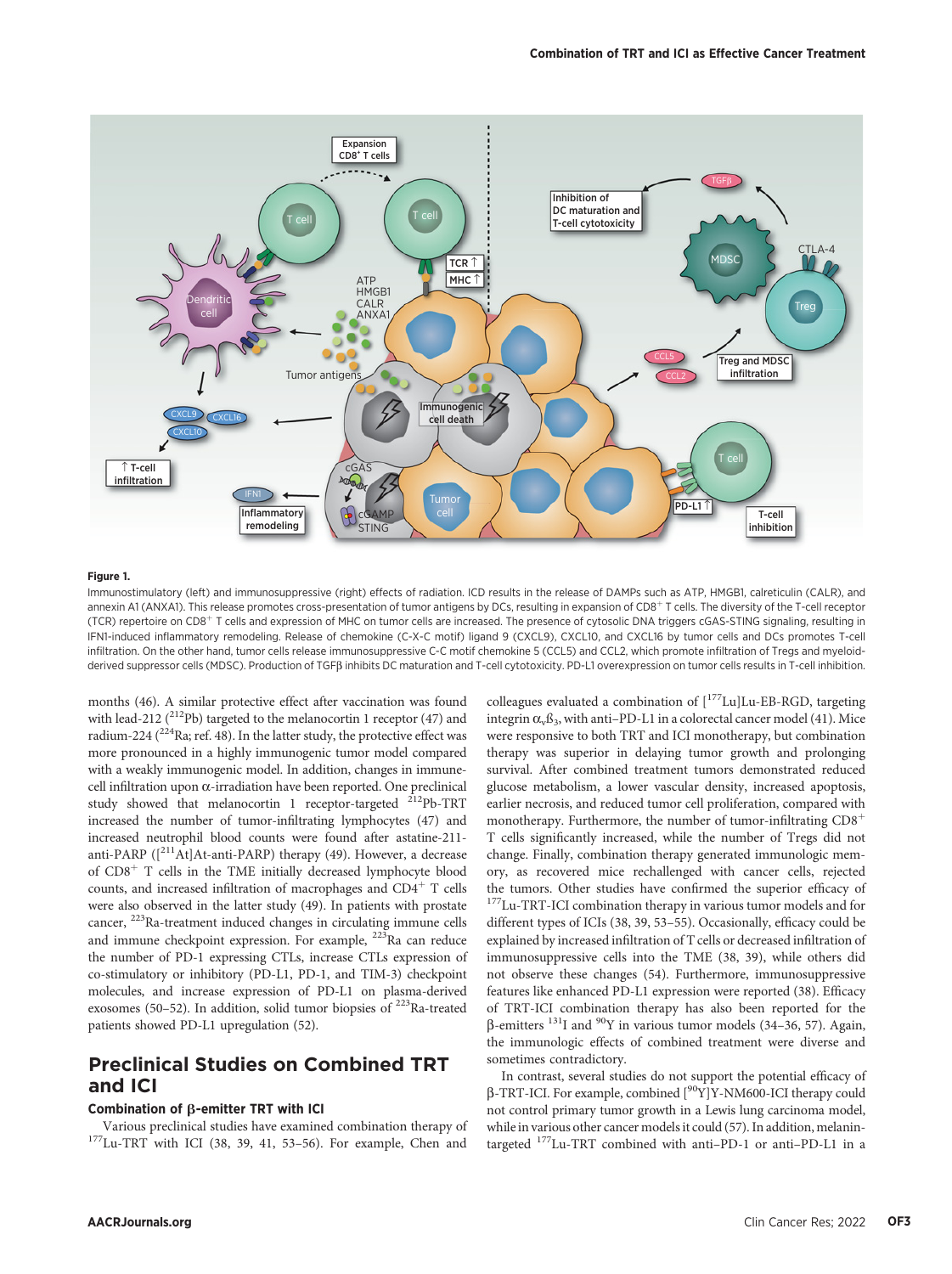**Figure 1.**

Immunostimulatory (left) and immunosuppressive (right) effects of radiation. ICD results in the release of DAMPs such as ATP, HMGB1, calreticulin (CALR), and annexin A1 (ANXA1). This release promotes cross-presentation of tumor antigens by DCs, resulting in expansion of CD8$^+$ T cells. The diversity of the T-cell receptor (TCR) repertoire on CD8$^+$ T cells and expression of MHC on tumor cells are increased. The presence of cytosolic DNA triggers cGAS-STING signaling, resulting in IFN1-induced inflammatory remodeling. Release of chemokine (C-X-C motif) ligand 9 (CXCL9), CXCL10, and CXCL16 by tumor cells and DCs promotes T-cell infiltration. On the other hand, tumor cells release immunosuppressive C-C motif chemokine 5 (CCL5) and CCL2, which promote infiltration of Tregs and myeloid-derived suppressor cells (MDSC). Production of TGFβ inhibits DC maturation and T-cell cytotoxicity. PD-L1 overexpression on tumor cells results in T-cell inhibition.

months (46). A similar protective effect after vaccination was found with lead-212 ($^{212}$Pb) targeted to the melanocortin 1 receptor (47) and radium-224 ($^{224}$Ra; ref. 48). In the latter study, the protective effect was more pronounced in a highly immunogenic tumor model compared with a weakly immunogenic model. In addition, changes in immune-cell infiltration upon α-irradiation have been reported. One preclinical study showed that melanocortin 1 receptor-targeted $^{212}$Pb-TRT increased the number of tumor-infiltrating lymphocytes (47) and increased neutrophil blood counts were found after astatine-211-anti-PARP ([$^{211}$At]At-anti-PARP) therapy (49). However, a decrease of CD8$^+$ T cells in the TME initially decreased lymphocyte blood counts, and increased infiltration of macrophages and CD4$^+$ T cells were also observed in the latter study (49). In patients with prostate cancer, $^{223}$Ra-treatment induced changes in circulating immune cells and immune checkpoint expression. For example, $^{223}$Ra can reduce the number of PD-1 expressing CTLs, increase CTLs expression of co-stimulatory or inhibitory (PD-L1, PD-1, and TIM-3) checkpoint molecules, and increase expression of PD-L1 on plasma-derived exosomes (50–52). In addition, solid tumor biopsies of $^{223}$Ra-treated patients showed PD-L1 upregulation (52).

## Preclinical Studies on Combined TRT and ICI

### Combination of β-emitter TRT with ICI

Various preclinical studies have examined combination therapy of $^{177}$Lu-TRT with ICI (38, 39, 41, 53–56). For example, Chen and colleagues evaluated a combination of [$^{177}$Lu]Lu-EB-RGD, targeting integrin $\alpha_v\beta_3$, with anti–PD-L1 in a colorectal cancer model (41). Mice were responsive to both TRT and ICI monotherapy, but combination therapy was superior in delaying tumor growth and prolonging survival. After combined treatment tumors demonstrated reduced glucose metabolism, a lower vascular density, increased apoptosis, earlier necrosis, and reduced tumor cell proliferation, compared with monotherapy. Furthermore, the number of tumor-infiltrating CD8$^+$ T cells significantly increased, while the number of Tregs did not change. Finally, combination therapy generated immunologic memory, as recovered mice rechallenged with cancer cells, rejected the tumors. Other studies have confirmed the superior efficacy of $^{177}$Lu-TRT-ICI combination therapy in various tumor models and for different types of ICIs (38, 39, 53–55). Occasionally, efficacy could be explained by increased infiltration of T cells or decreased infiltration of immunosuppressive cells into the TME (38, 39), while others did not observe these changes (54). Furthermore, immunosuppressive features like enhanced PD-L1 expression were reported (38). Efficacy of TRT-ICI combination therapy has also been reported for the β-emitters $^{131}$I and $^{90}$Y in various tumor models (34–36, 57). Again, the immunologic effects of combined treatment were diverse and sometimes contradictory.

In contrast, several studies do not support the potential efficacy of β-TRT-ICI. For example, combined [$^{90}$Y]Y-NM600-ICI therapy could not control primary tumor growth in a Lewis lung carcinoma model, while in various other cancer models it could (57). In addition, melanin-targeted $^{177}$Lu-TRT combined with anti–PD-1 or anti–PD-L1 in a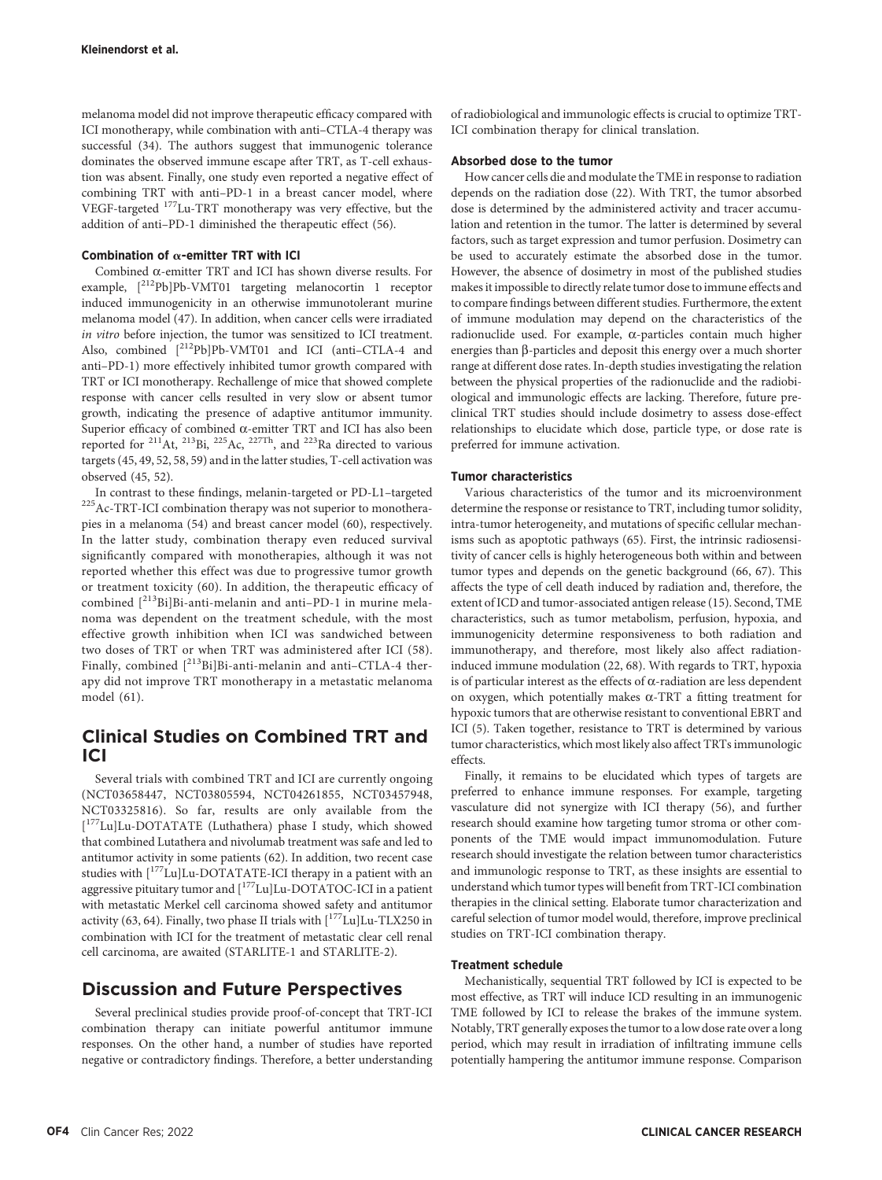melanoma model did not improve therapeutic efficacy compared with ICI monotherapy, while combination with anti–CTLA-4 therapy was successful (34). The authors suggest that immunogenic tolerance dominates the observed immune escape after TRT, as T-cell exhaustion was absent. Finally, one study even reported a negative effect of combining TRT with anti–PD-1 in a breast cancer model, where VEGF-targeted $^{177}$Lu-TRT monotherapy was very effective, but the addition of anti–PD-1 diminished the therapeutic effect (56).

#### Combination of α-emitter TRT with ICI

Combined α-emitter TRT and ICI has shown diverse results. For example, [$^{212}$Pb]Pb-VMT01 targeting melanocortin 1 receptor induced immunogenicity in an otherwise immunotolerant murine melanoma model (47). In addition, when cancer cells were irradiated *in vitro* before injection, the tumor was sensitized to ICI treatment. Also, combined [$^{212}$Pb]Pb-VMT01 and ICI (anti–CTLA-4 and anti–PD-1) more effectively inhibited tumor growth compared with TRT or ICI monotherapy. Rechallenge of mice that showed complete response with cancer cells resulted in very slow or absent tumor growth, indicating the presence of adaptive antitumor immunity. Superior efficacy of combined α-emitter TRT and ICI has also been reported for $^{211}$At, $^{213}$Bi, $^{225}$Ac, $^{227}$Th, and $^{223}$Ra directed to various targets (45, 49, 52, 58, 59) and in the latter studies, T-cell activation was observed (45, 52).

In contrast to these findings, melanin-targeted or PD-L1–targeted $^{225}$Ac-TRT-ICI combination therapy was not superior to monotherapies in a melanoma (54) and breast cancer model (60), respectively. In the latter study, combination therapy even reduced survival significantly compared with monotherapies, although it was not reported whether this effect was due to progressive tumor growth or treatment toxicity (60). In addition, the therapeutic efficacy of combined [$^{213}$Bi]Bi-anti-melanin and anti–PD-1 in murine melanoma was dependent on the treatment schedule, with the most effective growth inhibition when ICI was sandwiched between two doses of TRT or when TRT was administered after ICI (58). Finally, combined [$^{213}$Bi]Bi-anti-melanin and anti–CTLA-4 therapy did not improve TRT monotherapy in a metastatic melanoma model (61).

## Clinical Studies on Combined TRT and ICI

Several trials with combined TRT and ICI are currently ongoing (NCT03658447, NCT03805594, NCT04261855, NCT03457948, NCT03325816). So far, results are only available from the [$^{177}$Lu]Lu-DOTATATE (Luthathera) phase I study, which showed that combined Lutathera and nivolumab treatment was safe and led to antitumor activity in some patients (62). In addition, two recent case studies with [$^{177}$Lu]Lu-DOTATATE-ICI therapy in a patient with an aggressive pituitary tumor and [$^{177}$Lu]Lu-DOTATOC-ICI in a patient with metastatic Merkel cell carcinoma showed safety and antitumor activity (63, 64). Finally, two phase II trials with [$^{177}$Lu]Lu-TLX250 in combination with ICI for the treatment of metastatic clear cell renal cell carcinoma, are awaited (STARLITE-1 and STARLITE-2).

## Discussion and Future Perspectives

Several preclinical studies provide proof-of-concept that TRT-ICI combination therapy can initiate powerful antitumor immune responses. On the other hand, a number of studies have reported negative or contradictory findings. Therefore, a better understanding of radiobiological and immunologic effects is crucial to optimize TRT-ICI combination therapy for clinical translation.

#### Absorbed dose to the tumor

How cancer cells die and modulate the TME in response to radiation depends on the radiation dose (22). With TRT, the tumor absorbed dose is determined by the administered activity and tracer accumulation and retention in the tumor. The latter is determined by several factors, such as target expression and tumor perfusion. Dosimetry can be used to accurately estimate the absorbed dose in the tumor. However, the absence of dosimetry in most of the published studies makes it impossible to directly relate tumor dose to immune effects and to compare findings between different studies. Furthermore, the extent of immune modulation may depend on the characteristics of the radionuclide used. For example, α-particles contain much higher energies than β-particles and deposit this energy over a much shorter range at different dose rates. In-depth studies investigating the relation between the physical properties of the radionuclide and the radiobiological and immunologic effects are lacking. Therefore, future preclinical TRT studies should include dosimetry to assess dose-effect relationships to elucidate which dose, particle type, or dose rate is preferred for immune activation.

#### Tumor characteristics

Various characteristics of the tumor and its microenvironment determine the response or resistance to TRT, including tumor solidity, intra-tumor heterogeneity, and mutations of specific cellular mechanisms such as apoptotic pathways (65). First, the intrinsic radiosensitivity of cancer cells is highly heterogeneous both within and between tumor types and depends on the genetic background (66, 67). This affects the type of cell death induced by radiation and, therefore, the extent of ICD and tumor-associated antigen release (15). Second, TME characteristics, such as tumor metabolism, perfusion, hypoxia, and immunogenicity determine responsiveness to both radiation and immunotherapy, and therefore, most likely also affect radiation-induced immune modulation (22, 68). With regards to TRT, hypoxia is of particular interest as the effects of α-radiation are less dependent on oxygen, which potentially makes α-TRT a fitting treatment for hypoxic tumors that are otherwise resistant to conventional EBRT and ICI (5). Taken together, resistance to TRT is determined by various tumor characteristics, which most likely also affect TRTs immunologic effects.

Finally, it remains to be elucidated which types of targets are preferred to enhance immune responses. For example, targeting vasculature did not synergize with ICI therapy (56), and further research should examine how targeting tumor stroma or other components of the TME would impact immunomodulation. Future research should investigate the relation between tumor characteristics and immunologic response to TRT, as these insights are essential to understand which tumor types will benefit from TRT-ICI combination therapies in the clinical setting. Elaborate tumor characterization and careful selection of tumor model would, therefore, improve preclinical studies on TRT-ICI combination therapy.

#### Treatment schedule

Mechanistically, sequential TRT followed by ICI is expected to be most effective, as TRT will induce ICD resulting in an immunogenic TME followed by ICI to release the brakes of the immune system. Notably, TRT generally exposes the tumor to a low dose rate over a long period, which may result in irradiation of infiltrating immune cells potentially hampering the antitumor immune response. Comparison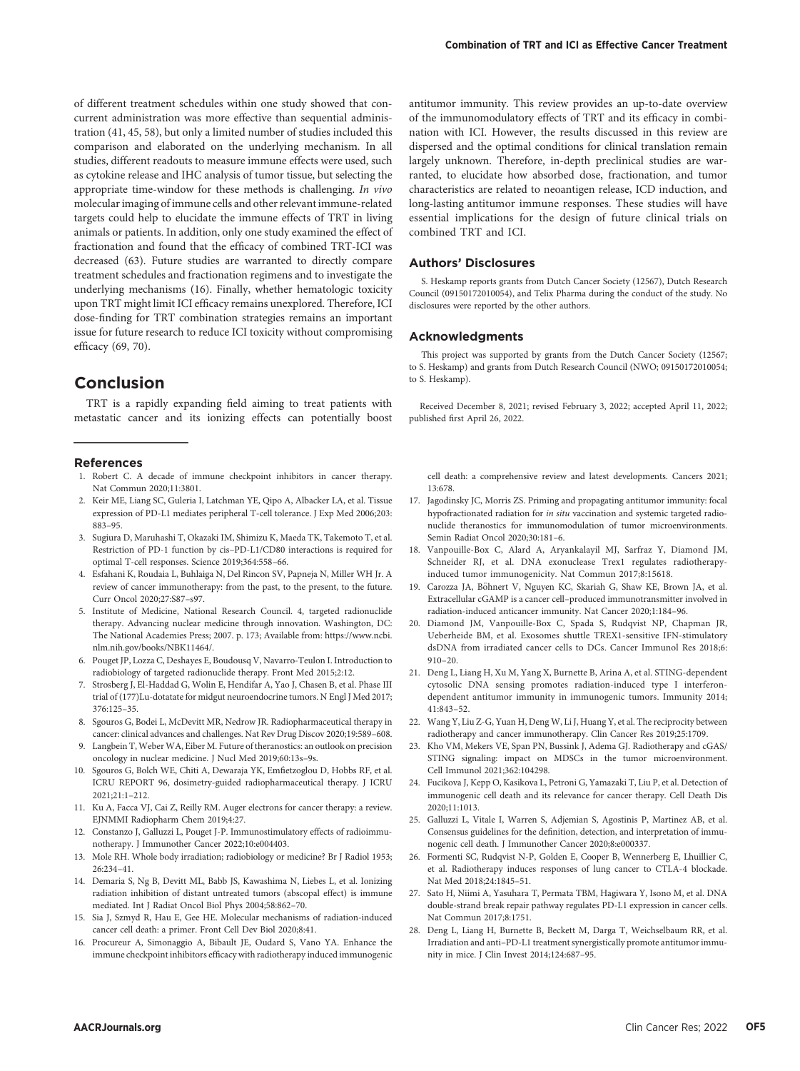of different treatment schedules within one study showed that concurrent administration was more effective than sequential administration (41, 45, 58), but only a limited number of studies included this comparison and elaborated on the underlying mechanism. In all studies, different readouts to measure immune effects were used, such as cytokine release and IHC analysis of tumor tissue, but selecting the appropriate time-window for these methods is challenging. *In vivo* molecular imaging of immune cells and other relevant immune-related targets could help to elucidate the immune effects of TRT in living animals or patients. In addition, only one study examined the effect of fractionation and found that the efficacy of combined TRT-ICI was decreased (63). Future studies are warranted to directly compare treatment schedules and fractionation regimens and to investigate the underlying mechanisms (16). Finally, whether hematologic toxicity upon TRT might limit ICI efficacy remains unexplored. Therefore, ICI dose-finding for TRT combination strategies remains an important issue for future research to reduce ICI toxicity without compromising efficacy (69, 70).

## Conclusion

TRT is a rapidly expanding field aiming to treat patients with metastatic cancer and its ionizing effects can potentially boost antitumor immunity. This review provides an up-to-date overview of the immunomodulatory effects of TRT and its efficacy in combination with ICI. However, the results discussed in this review are dispersed and the optimal conditions for clinical translation remain largely unknown. Therefore, in-depth preclinical studies are warranted, to elucidate how absorbed dose, fractionation, and tumor characteristics are related to neoantigen release, ICD induction, and long-lasting antitumor immune responses. These studies will have essential implications for the design of future clinical trials on combined TRT and ICI.

### Authors' Disclosures

S. Heskamp reports grants from Dutch Cancer Society (12567), Dutch Research Council (09150172010054), and Telix Pharma during the conduct of the study. No disclosures were reported by the other authors.

### Acknowledgments

This project was supported by grants from the Dutch Cancer Society (12567; to S. Heskamp) and grants from Dutch Research Council (NWO; 09150172010054; to S. Heskamp).

Received December 8, 2021; revised February 3, 2022; accepted April 11, 2022; published first April 26, 2022.

## References

1. Robert C. A decade of immune checkpoint inhibitors in cancer therapy. Nat Commun 2020;11:3801.
2. Keir ME, Liang SC, Guleria I, Latchman YE, Qipo A, Albacker LA, et al. Tissue expression of PD-L1 mediates peripheral T-cell tolerance. J Exp Med 2006;203:883–95.
3. Sugiura D, Maruhashi T, Okazaki IM, Shimizu K, Maeda TK, Takemoto T, et al. Restriction of PD-1 function by cis–PD-L1/CD80 interactions is required for optimal T-cell responses. Science 2019;364:558–66.
4. Esfahani K, Roudaia L, Buhlaiga N, Del Rincon SV, Papneja N, Miller WH Jr. A review of cancer immunotherapy: from the past, to the present, to the future. Curr Oncol 2020;27:S87–s97.
5. Institute of Medicine, National Research Council. 4, targeted radionuclide therapy. Advancing nuclear medicine through innovation. Washington, DC: The National Academies Press; 2007. p. 173; Available from: https://www.ncbi.nlm.nih.gov/books/NBK11464/.
6. Pouget JP, Lozza C, Deshayes E, Boudousq V, Navarro-Teulon I. Introduction to radiobiology of targeted radionuclide therapy. Front Med 2015;2:12.
7. Strosberg J, El-Haddad G, Wolin E, Hendifar A, Yao J, Chasen B, et al. Phase III trial of (177)Lu-dotatate for midgut neuroendocrine tumors. N Engl J Med 2017;376:125–35.
8. Sgouros G, Bodei L, McDevitt MR, Nedrow JR. Radiopharmaceutical therapy in cancer: clinical advances and challenges. Nat Rev Drug Discov 2020;19:589–608.
9. Langbein T, Weber WA, Eiber M. Future of theranostics: an outlook on precision oncology in nuclear medicine. J Nucl Med 2019;60:13s–9s.
10. Sgouros G, Bolch WE, Chiti A, Dewaraja YK, Emfietzoglou D, Hobbs RF, et al. ICRU REPORT 96, dosimetry-guided radiopharmaceutical therapy. J ICRU 2021;21:1–212.
11. Ku A, Facca VJ, Cai Z, Reilly RM. Auger electrons for cancer therapy: a review. EJNMMI Radiopharm Chem 2019;4:27.
12. Constanzo J, Galluzzi L, Pouget J-P. Immunostimulatory effects of radioimmunotherapy. J Immunother Cancer 2022;10:e004403.
13. Mole RH. Whole body irradiation; radiobiology or medicine? Br J Radiol 1953;26:234–41.
14. Demaria S, Ng B, Devitt ML, Babb JS, Kawashima N, Liebes L, et al. Ionizing radiation inhibition of distant untreated tumors (abscopal effect) is immune mediated. Int J Radiat Oncol Biol Phys 2004;58:862–70.
15. Sia J, Szmyd R, Hau E, Gee HE. Molecular mechanisms of radiation-induced cancer cell death: a primer. Front Cell Dev Biol 2020;8:41.
16. Procureur A, Simonaggio A, Bibault JE, Oudard S, Vano YA. Enhance the immune checkpoint inhibitors efficacy with radiotherapy induced immunogenic cell death: a comprehensive review and latest developments. Cancers 2021;13:678.
17. Jagodinsky JC, Morris ZS. Priming and propagating antitumor immunity: focal hypofractionated radiation for *in situ* vaccination and systemic targeted radionuclide theranostics for immunomodulation of tumor microenvironments. Semin Radiat Oncol 2020;30:181–6.
18. Vanpouille-Box C, Alard A, Aryankalayil MJ, Sarfraz Y, Diamond JM, Schneider RJ, et al. DNA exonuclease Trex1 regulates radiotherapy-induced tumor immunogenicity. Nat Commun 2017;8:15618.
19. Carozza JA, Böhnert V, Nguyen KC, Skariah G, Shaw KE, Brown JA, et al. Extracellular cGAMP is a cancer cell–produced immunotransmitter involved in radiation-induced anticancer immunity. Nat Cancer 2020;1:184–96.
20. Diamond JM, Vanpouille-Box C, Spada S, Rudqvist NP, Chapman JR, Ueberheide BM, et al. Exosomes shuttle TREX1-sensitive IFN-stimulatory dsDNA from irradiated cancer cells to DCs. Cancer Immunol Res 2018;6:910–20.
21. Deng L, Liang H, Xu M, Yang X, Burnette B, Arina A, et al. STING-dependent cytosolic DNA sensing promotes radiation-induced type I interferon-dependent antitumor immunity in immunogenic tumors. Immunity 2014;41:843–52.
22. Wang Y, Liu Z-G, Yuan H, Deng W, Li J, Huang Y, et al. The reciprocity between radiotherapy and cancer immunotherapy. Clin Cancer Res 2019;25:1709.
23. Kho VM, Mekers VE, Span PN, Bussink J, Adema GJ. Radiotherapy and cGAS/STING signaling: impact on MDSCs in the tumor microenvironment. Cell Immunol 2021;362:104298.
24. Fucikova J, Kepp O, Kasikova L, Petroni G, Yamazaki T, Liu P, et al. Detection of immunogenic cell death and its relevance for cancer therapy. Cell Death Dis 2020;11:1013.
25. Galluzzi L, Vitale I, Warren S, Adjemian S, Agostinis P, Martinez AB, et al. Consensus guidelines for the definition, detection, and interpretation of immunogenic cell death. J Immunother Cancer 2020;8:e000337.
26. Formenti SC, Rudqvist N-P, Golden E, Cooper B, Wennerberg E, Lhuillier C, et al. Radiotherapy induces responses of lung cancer to CTLA-4 blockade. Nat Med 2018;24:1845–51.
27. Sato H, Niimi A, Yasuhara T, Permata TBM, Hagiwara Y, Isono M, et al. DNA double-strand break repair pathway regulates PD-L1 expression in cancer cells. Nat Commun 2017;8:1751.
28. Deng L, Liang H, Burnette B, Beckett M, Darga T, Weichselbaum RR, et al. Irradiation and anti–PD-L1 treatment synergistically promote antitumor immunity in mice. J Clin Invest 2014;124:687–95.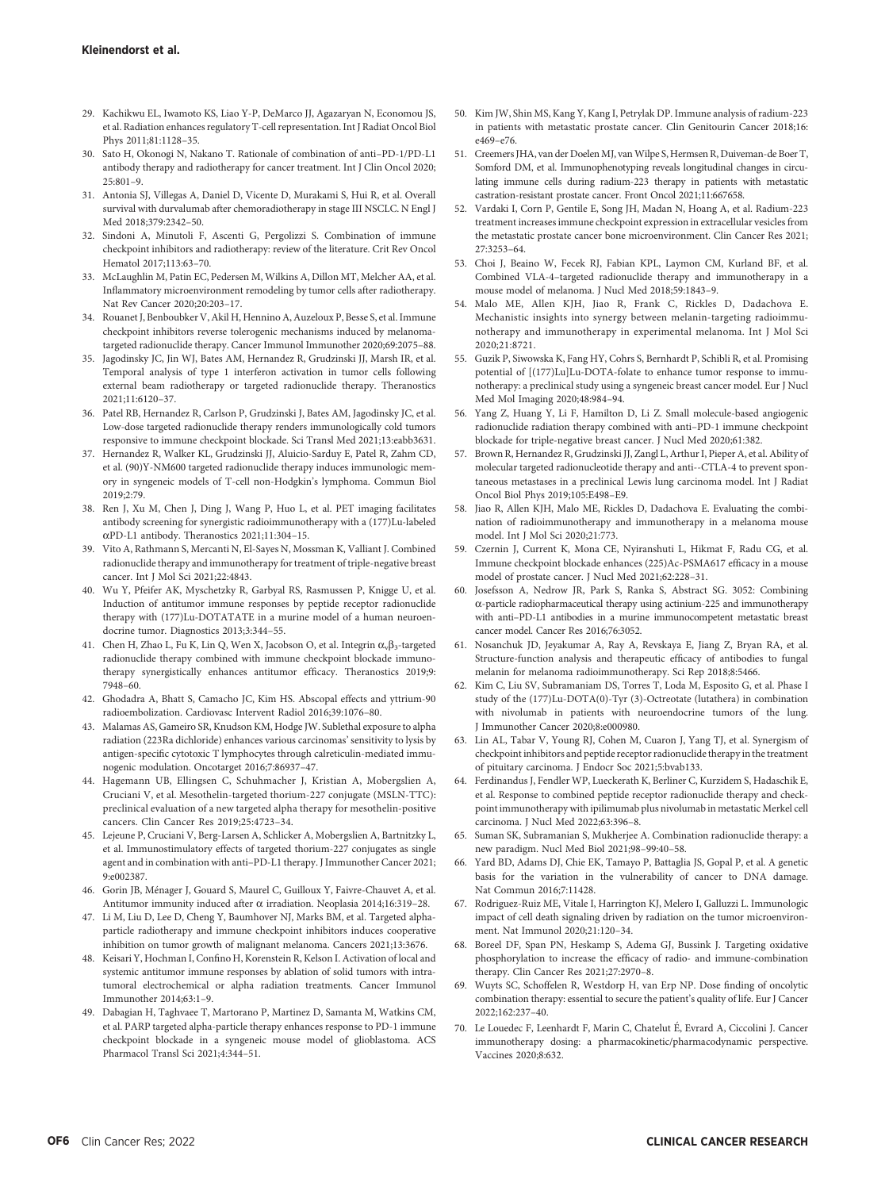29. Kachikwu EL, Iwamoto KS, Liao Y-P, DeMarco JJ, Agazaryan N, Economou JS, et al. Radiation enhances regulatory T-cell representation. Int J Radiat Oncol Biol Phys 2011;81:1128–35.
30. Sato H, Okonogi N, Nakano T. Rationale of combination of anti–PD-1/PD-L1 antibody therapy and radiotherapy for cancer treatment. Int J Clin Oncol 2020; 25:801–9.
31. Antonia SJ, Villegas A, Daniel D, Vicente D, Murakami S, Hui R, et al. Overall survival with durvalumab after chemoradiotherapy in stage III NSCLC. N Engl J Med 2018;379:2342–50.
32. Sindoni A, Minutoli F, Ascenti G, Pergolizzi S. Combination of immune checkpoint inhibitors and radiotherapy: review of the literature. Crit Rev Oncol Hematol 2017;113:63–70.
33. McLaughlin M, Patin EC, Pedersen M, Wilkins A, Dillon MT, Melcher AA, et al. Inflammatory microenvironment remodeling by tumor cells after radiotherapy. Nat Rev Cancer 2020;20:203–17.
34. Rouanet J, Benboubker V, Akil H, Hennino A, Auzeloux P, Besse S, et al. Immune checkpoint inhibitors reverse tolerogenic mechanisms induced by melanoma-targeted radionuclide therapy. Cancer Immunol Immunother 2020;69:2075–88.
35. Jagodinsky JC, Jin WJ, Bates AM, Hernandez R, Grudzinski JJ, Marsh IR, et al. Temporal analysis of type 1 interferon activation in tumor cells following external beam radiotherapy or targeted radionuclide therapy. Theranostics 2021;11:6120–37.
36. Patel RB, Hernandez R, Carlson P, Grudzinski J, Bates AM, Jagodinsky JC, et al. Low-dose targeted radionuclide therapy renders immunologically cold tumors responsive to immune checkpoint blockade. Sci Transl Med 2021;13:eabb3631.
37. Hernandez R, Walker KL, Grudzinski JJ, Aluicio-Sarduy E, Patel R, Zahm CD, et al. (90)Y-NM600 targeted radionuclide therapy induces immunologic memory in syngeneic models of T-cell non-Hodgkin's lymphoma. Commun Biol 2019;2:79.
38. Ren J, Xu M, Chen J, Ding J, Wang P, Huo L, et al. PET imaging facilitates antibody screening for synergistic radioimmunotherapy with a (177)Lu-labeled αPD-L1 antibody. Theranostics 2021;11:304–15.
39. Vito A, Rathmann S, Mercanti N, El-Sayes N, Mossman K, Valliant J. Combined radionuclide therapy and immunotherapy for treatment of triple-negative breast cancer. Int J Mol Sci 2021;22:4843.
40. Wu Y, Pfeifer AK, Myschetzky R, Garbyal RS, Rasmussen P, Knigge U, et al. Induction of antitumor immune responses by peptide receptor radionuclide therapy with (177)Lu-DOTATATE in a murine model of a human neuroendocrine tumor. Diagnostics 2013;3:344–55.
41. Chen H, Zhao L, Fu K, Lin Q, Wen X, Jacobson O, et al. Integrin $\alpha_v\beta_3$-targeted radionuclide therapy combined with immune checkpoint blockade immunotherapy synergistically enhances antitumor efficacy. Theranostics 2019;9: 7948–60.
42. Ghodadra A, Bhatt S, Camacho JC, Kim HS. Abscopal effects and yttrium-90 radioembolization. Cardiovasc Intervent Radiol 2016;39:1076–80.
43. Malamas AS, Gameiro SR, Knudson KM, Hodge JW. Sublethal exposure to alpha radiation (223Ra dichloride) enhances various carcinomas' sensitivity to lysis by antigen-specific cytotoxic T lymphocytes through calreticulin-mediated immunogenic modulation. Oncotarget 2016;7:86937–47.
44. Hagemann UB, Ellingsen C, Schuhmacher J, Kristian A, Mobergslien A, Cruciani V, et al. Mesothelin-targeted thorium-227 conjugate (MSLN-TTC): preclinical evaluation of a new targeted alpha therapy for mesothelin-positive cancers. Clin Cancer Res 2019;25:4723–34.
45. Lejeune P, Cruciani V, Berg-Larsen A, Schlicker A, Mobergslien A, Bartnitzky L, et al. Immunostimulatory effects of targeted thorium-227 conjugates as single agent and in combination with anti–PD-L1 therapy. J Immunother Cancer 2021; 9:e002387.
46. Gorin JB, Ménager J, Gouard S, Maurel C, Guilloux Y, Faivre-Chauvet A, et al. Antitumor immunity induced after α irradiation. Neoplasia 2014;16:319–28.
47. Li M, Liu D, Lee D, Cheng Y, Baumhover NJ, Marks BM, et al. Targeted alpha-particle radiotherapy and immune checkpoint inhibitors induces cooperative inhibition on tumor growth of malignant melanoma. Cancers 2021;13:3676.
48. Keisari Y, Hochman I, Confino H, Korenstein R, Kelson I. Activation of local and systemic antitumor immune responses by ablation of solid tumors with intratumoral electrochemical or alpha radiation treatments. Cancer Immunol Immunother 2014;63:1–9.
49. Dabagian H, Taghvaee T, Martorano P, Martinez D, Samanta M, Watkins CM, et al. PARP targeted alpha-particle therapy enhances response to PD-1 immune checkpoint blockade in a syngeneic mouse model of glioblastoma. ACS Pharmacol Transl Sci 2021;4:344–51.
50. Kim JW, Shin MS, Kang Y, Kang I, Petrylak DP. Immune analysis of radium-223 in patients with metastatic prostate cancer. Clin Genitourin Cancer 2018;16: e469–e76.
51. Creemers JHA, van der Doelen MJ, van Wilpe S, Hermsen R, Duiveman-de Boer T, Somford DM, et al. Immunophenotyping reveals longitudinal changes in circulating immune cells during radium-223 therapy in patients with metastatic castration-resistant prostate cancer. Front Oncol 2021;11:667658.
52. Vardaki I, Corn P, Gentile E, Song JH, Madan N, Hoang A, et al. Radium-223 treatment increases immune checkpoint expression in extracellular vesicles from the metastatic prostate cancer bone microenvironment. Clin Cancer Res 2021; 27:3253–64.
53. Choi J, Beaino W, Fecek RJ, Fabian KPL, Laymon CM, Kurland BF, et al. Combined VLA-4–targeted radionuclide therapy and immunotherapy in a mouse model of melanoma. J Nucl Med 2018;59:1843–9.
54. Malo ME, Allen KJH, Jiao R, Frank C, Rickles D, Dadachova E. Mechanistic insights into synergy between melanin-targeting radioimmunotherapy and immunotherapy in experimental melanoma. Int J Mol Sci 2020;21:8721.
55. Guzik P, Siwowska K, Fang HY, Cohrs S, Bernhardt P, Schibli R, et al. Promising potential of [(177)Lu]Lu-DOTA-folate to enhance tumor response to immunotherapy: a preclinical study using a syngeneic breast cancer model. Eur J Nucl Med Mol Imaging 2020;48:984–94.
56. Yang Z, Huang Y, Li F, Hamilton D, Li Z. Small molecule-based angiogenic radionuclide radiation therapy combined with anti–PD-1 immune checkpoint blockade for triple-negative breast cancer. J Nucl Med 2020;61:382.
57. Brown R, Hernandez R, Grudzinski JJ, Zangl L, Arthur I, Pieper A, et al. Ability of molecular targeted radionucleotide therapy and anti--CTLA-4 to prevent spontaneous metastases in a preclinical Lewis lung carcinoma model. Int J Radiat Oncol Biol Phys 2019;105:E498–E9.
58. Jiao R, Allen KJH, Malo ME, Rickles D, Dadachova E. Evaluating the combination of radioimmunotherapy and immunotherapy in a melanoma mouse model. Int J Mol Sci 2020;21:773.
59. Czernin J, Current K, Mona CE, Nyiranshuti L, Hikmat F, Radu CG, et al. Immune checkpoint blockade enhances (225)Ac-PSMA617 efficacy in a mouse model of prostate cancer. J Nucl Med 2021;62:228–31.
60. Josefsson A, Nedrow JR, Park S, Ranka S, Abstract SG. 3052: Combining α-particle radiopharmaceutical therapy using actinium-225 and immunotherapy with anti–PD-L1 antibodies in a murine immunocompetent metastatic breast cancer model. Cancer Res 2016;76:3052.
61. Nosanchuk JD, Jeyakumar A, Ray A, Revskaya E, Jiang Z, Bryan RA, et al. Structure-function analysis and therapeutic efficacy of antibodies to fungal melanin for melanoma radioimmunotherapy. Sci Rep 2018;8:5466.
62. Kim C, Liu SV, Subramaniam DS, Torres T, Loda M, Esposito G, et al. Phase I study of the (177)Lu-DOTA(0)-Tyr (3)-Octreotate (lutathera) in combination with nivolumab in patients with neuroendocrine tumors of the lung. J Immunother Cancer 2020;8:e000980.
63. Lin AL, Tabar V, Young RJ, Cohen M, Cuaron J, Yang TJ, et al. Synergism of checkpoint inhibitors and peptide receptor radionuclide therapy in the treatment of pituitary carcinoma. J Endocr Soc 2021;5:bvab133.
64. Ferdinandus J, Fendler WP, Lueckerath K, Berliner C, Kurzidem S, Hadaschik E, et al. Response to combined peptide receptor radionuclide therapy and checkpoint immunotherapy with ipilimumab plus nivolumab in metastatic Merkel cell carcinoma. J Nucl Med 2022;63:396–8.
65. Suman SK, Subramanian S, Mukherjee A. Combination radionuclide therapy: a new paradigm. Nucl Med Biol 2021;98–99:40–58.
66. Yard BD, Adams DJ, Chie EK, Tamayo P, Battaglia JS, Gopal P, et al. A genetic basis for the variation in the vulnerability of cancer to DNA damage. Nat Commun 2016;7:11428.
67. Rodriguez-Ruiz ME, Vitale I, Harrington KJ, Melero I, Galluzzi L. Immunologic impact of cell death signaling driven by radiation on the tumor microenvironment. Nat Immunol 2020;21:120–34.
68. Boreel DF, Span PN, Heskamp S, Adema GJ, Bussink J. Targeting oxidative phosphorylation to increase the efficacy of radio- and immune-combination therapy. Clin Cancer Res 2021;27:2970–8.
69. Wuyts SC, Schoffelen R, Westdorp H, van Erp NP. Dose finding of oncolytic combination therapy: essential to secure the patient's quality of life. Eur J Cancer 2022;162:237–40.
70. Le Louedec F, Leenhardt F, Marin C, Chatelut É, Evrard A, Ciccolini J. Cancer immunotherapy dosing: a pharmacokinetic/pharmacodynamic perspective. Vaccines 2020;8:632.